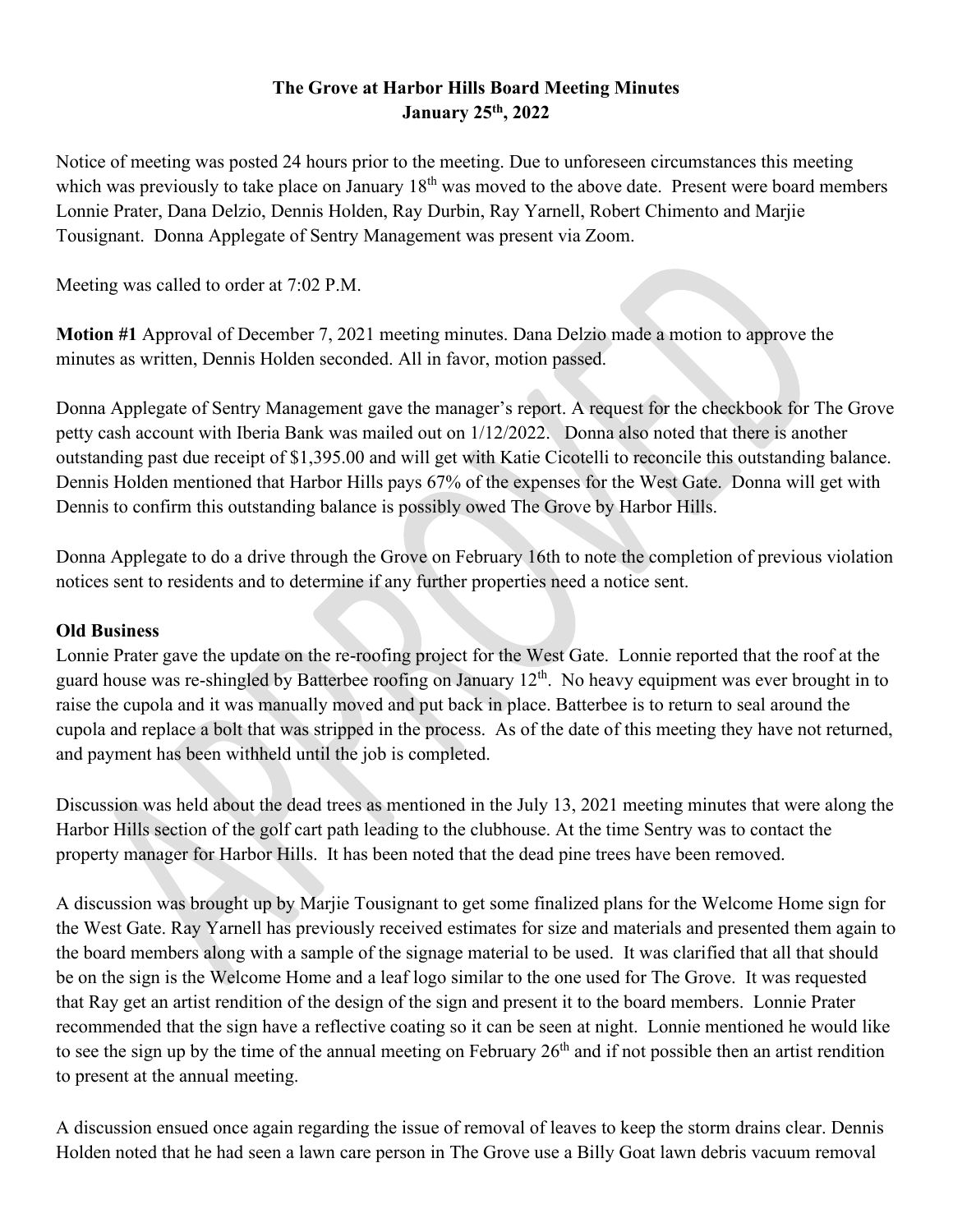# The Grove at Harbor Hills Board Meeting Minutes
## January 25th, 2022

Notice of meeting was posted 24 hours prior to the meeting. Due to unforeseen circumstances this meeting which was previously to take place on January 18th was moved to the above date. Present were board members Lonnie Prater, Dana Delzio, Dennis Holden, Ray Durbin, Ray Yarnell, Robert Chimento and Marjie Tousignant. Donna Applegate of Sentry Management was present via Zoom.

Meeting was called to order at 7:02 P.M.

**Motion #1** Approval of December 7, 2021 meeting minutes. Dana Delzio made a motion to approve the minutes as written, Dennis Holden seconded. All in favor, motion passed.

Donna Applegate of Sentry Management gave the manager's report. A request for the checkbook for The Grove petty cash account with Iberia Bank was mailed out on 1/12/2022. Donna also noted that there is another outstanding past due receipt of $1,395.00 and will get with Katie Cicotelli to reconcile this outstanding balance. Dennis Holden mentioned that Harbor Hills pays 67% of the expenses for the West Gate. Donna will get with Dennis to confirm this outstanding balance is possibly owed The Grove by Harbor Hills.

Donna Applegate to do a drive through the Grove on February 16th to note the completion of previous violation notices sent to residents and to determine if any further properties need a notice sent.

**Old Business**

Lonnie Prater gave the update on the re-roofing project for the West Gate. Lonnie reported that the roof at the guard house was re-shingled by Batterbee roofing on January 12th. No heavy equipment was ever brought in to raise the cupola and it was manually moved and put back in place. Batterbee is to return to seal around the cupola and replace a bolt that was stripped in the process. As of the date of this meeting they have not returned, and payment has been withheld until the job is completed.

Discussion was held about the dead trees as mentioned in the July 13, 2021 meeting minutes that were along the Harbor Hills section of the golf cart path leading to the clubhouse. At the time Sentry was to contact the property manager for Harbor Hills. It has been noted that the dead pine trees have been removed.

A discussion was brought up by Marjie Tousignant to get some finalized plans for the Welcome Home sign for the West Gate. Ray Yarnell has previously received estimates for size and materials and presented them again to the board members along with a sample of the signage material to be used. It was clarified that all that should be on the sign is the Welcome Home and a leaf logo similar to the one used for The Grove. It was requested that Ray get an artist rendition of the design of the sign and present it to the board members. Lonnie Prater recommended that the sign have a reflective coating so it can be seen at night. Lonnie mentioned he would like to see the sign up by the time of the annual meeting on February 26th and if not possible then an artist rendition to present at the annual meeting.

A discussion ensued once again regarding the issue of removal of leaves to keep the storm drains clear. Dennis Holden noted that he had seen a lawn care person in The Grove use a Billy Goat lawn debris vacuum removal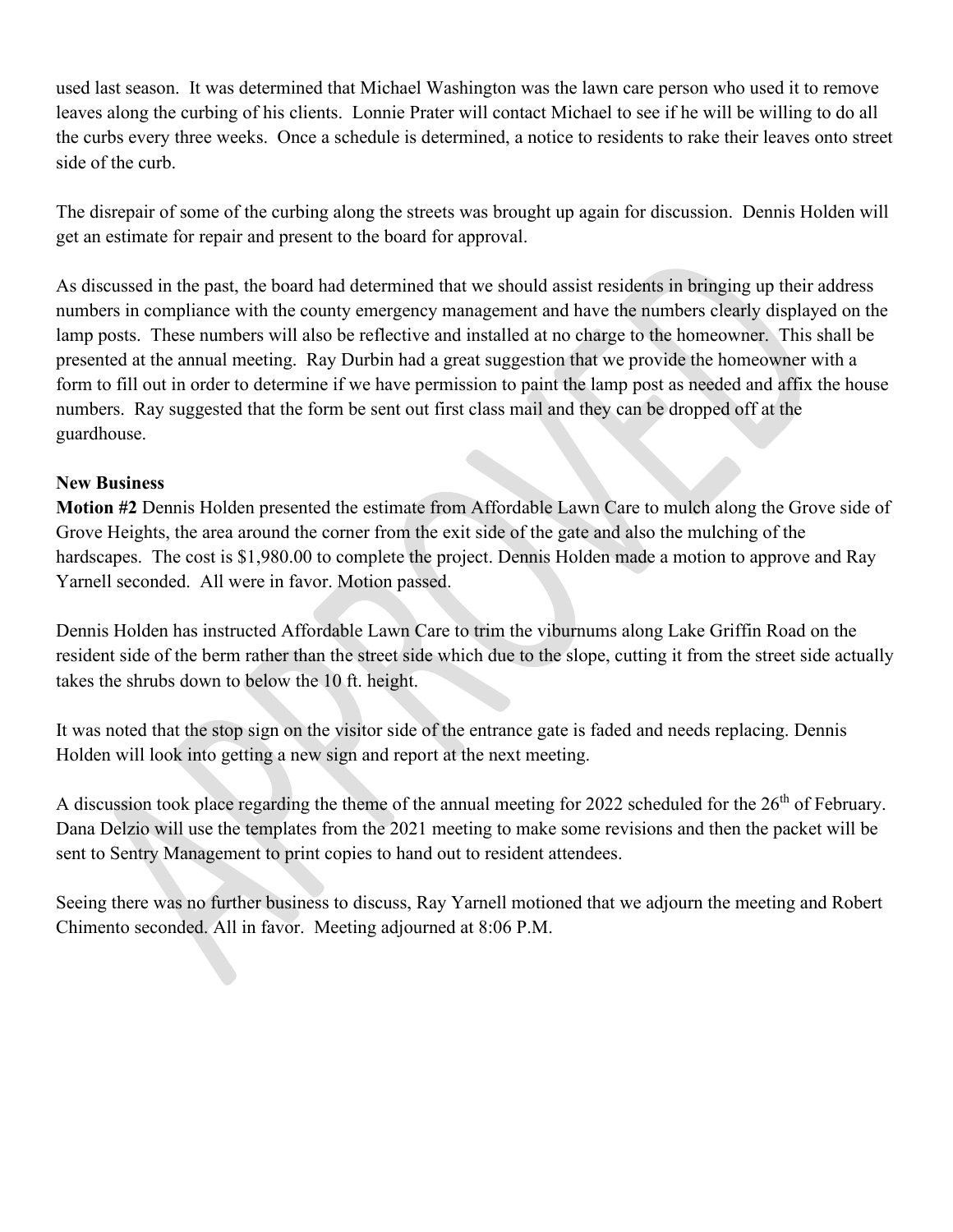used last season. It was determined that Michael Washington was the lawn care person who used it to remove leaves along the curbing of his clients. Lonnie Prater will contact Michael to see if he will be willing to do all the curbs every three weeks. Once a schedule is determined, a notice to residents to rake their leaves onto street side of the curb.

The disrepair of some of the curbing along the streets was brought up again for discussion. Dennis Holden will get an estimate for repair and present to the board for approval.

As discussed in the past, the board had determined that we should assist residents in bringing up their address numbers in compliance with the county emergency management and have the numbers clearly displayed on the lamp posts. These numbers will also be reflective and installed at no charge to the homeowner. This shall be presented at the annual meeting. Ray Durbin had a great suggestion that we provide the homeowner with a form to fill out in order to determine if we have permission to paint the lamp post as needed and affix the house numbers. Ray suggested that the form be sent out first class mail and they can be dropped off at the guardhouse.

**New Business**

**Motion #2** Dennis Holden presented the estimate from Affordable Lawn Care to mulch along the Grove side of Grove Heights, the area around the corner from the exit side of the gate and also the mulching of the hardscapes. The cost is $1,980.00 to complete the project. Dennis Holden made a motion to approve and Ray Yarnell seconded. All were in favor. Motion passed.

Dennis Holden has instructed Affordable Lawn Care to trim the viburnums along Lake Griffin Road on the resident side of the berm rather than the street side which due to the slope, cutting it from the street side actually takes the shrubs down to below the 10 ft. height.

It was noted that the stop sign on the visitor side of the entrance gate is faded and needs replacing. Dennis Holden will look into getting a new sign and report at the next meeting.

A discussion took place regarding the theme of the annual meeting for 2022 scheduled for the 26th of February. Dana Delzio will use the templates from the 2021 meeting to make some revisions and then the packet will be sent to Sentry Management to print copies to hand out to resident attendees.

Seeing there was no further business to discuss, Ray Yarnell motioned that we adjourn the meeting and Robert Chimento seconded. All in favor. Meeting adjourned at 8:06 P.M.